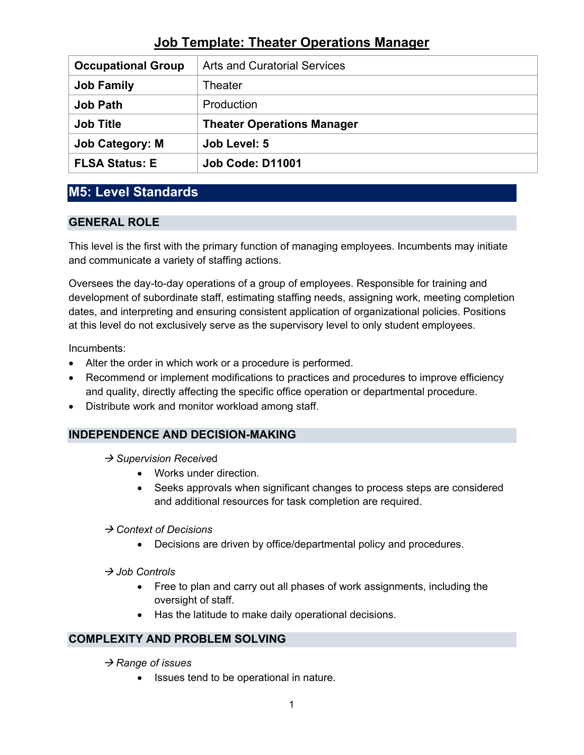# Job Template: Theater Operations Manager

| | |
|---|---|
| **Occupational Group** | Arts and Curatorial Services |
| **Job Family** | Theater |
| **Job Path** | Production |
| **Job Title** | **Theater Operations Manager** |
| **Job Category: M** | **Job Level: 5** |
| **FLSA Status: E** | **Job Code: D11001** |

## M5: Level Standards

### GENERAL ROLE

This level is the first with the primary function of managing employees. Incumbents may initiate and communicate a variety of staffing actions.

Oversees the day-to-day operations of a group of employees. Responsible for training and development of subordinate staff, estimating staffing needs, assigning work, meeting completion dates, and interpreting and ensuring consistent application of organizational policies. Positions at this level do not exclusively serve as the supervisory level to only student employees.

Incumbents:

- Alter the order in which work or a procedure is performed.
- Recommend or implement modifications to practices and procedures to improve efficiency and quality, directly affecting the specific office operation or departmental procedure.
- Distribute work and monitor workload among staff.

### INDEPENDENCE AND DECISION-MAKING

→ *Supervision Received*

- Works under direction.
- Seeks approvals when significant changes to process steps are considered and additional resources for task completion are required.

→ *Context of Decisions*

- Decisions are driven by office/departmental policy and procedures.

→ *Job Controls*

- Free to plan and carry out all phases of work assignments, including the oversight of staff.
- Has the latitude to make daily operational decisions.

### COMPLEXITY AND PROBLEM SOLVING

→ *Range of issues*

- Issues tend to be operational in nature.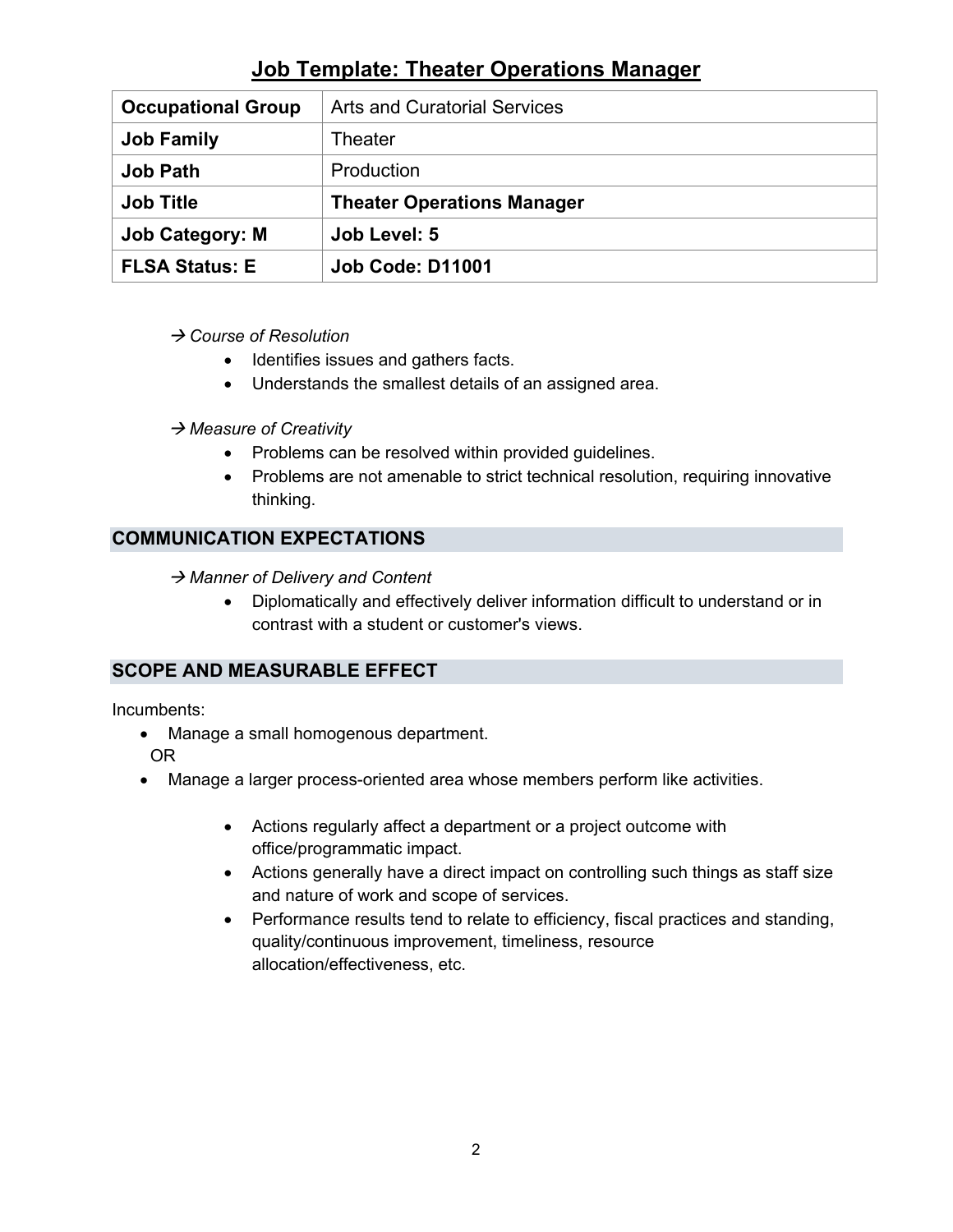## Job Template: Theater Operations Manager

| Occupational Group | Arts and Curatorial Services |
|---|---|
| **Job Family** | Theater |
| **Job Path** | Production |
| **Job Title** | **Theater Operations Manager** |
| **Job Category: M** | **Job Level: 5** |
| **FLSA Status: E** | **Job Code: D11001** |

→ *Course of Resolution*

- Identifies issues and gathers facts.
- Understands the smallest details of an assigned area.

→ *Measure of Creativity*

- Problems can be resolved within provided guidelines.
- Problems are not amenable to strict technical resolution, requiring innovative thinking.

### COMMUNICATION EXPECTATIONS

→ *Manner of Delivery and Content*

- Diplomatically and effectively deliver information difficult to understand or in contrast with a student or customer's views.

### SCOPE AND MEASURABLE EFFECT

Incumbents:

- Manage a small homogenous department.

  OR
- Manage a larger process-oriented area whose members perform like activities.

  - Actions regularly affect a department or a project outcome with office/programmatic impact.
  - Actions generally have a direct impact on controlling such things as staff size and nature of work and scope of services.
  - Performance results tend to relate to efficiency, fiscal practices and standing, quality/continuous improvement, timeliness, resource allocation/effectiveness, etc.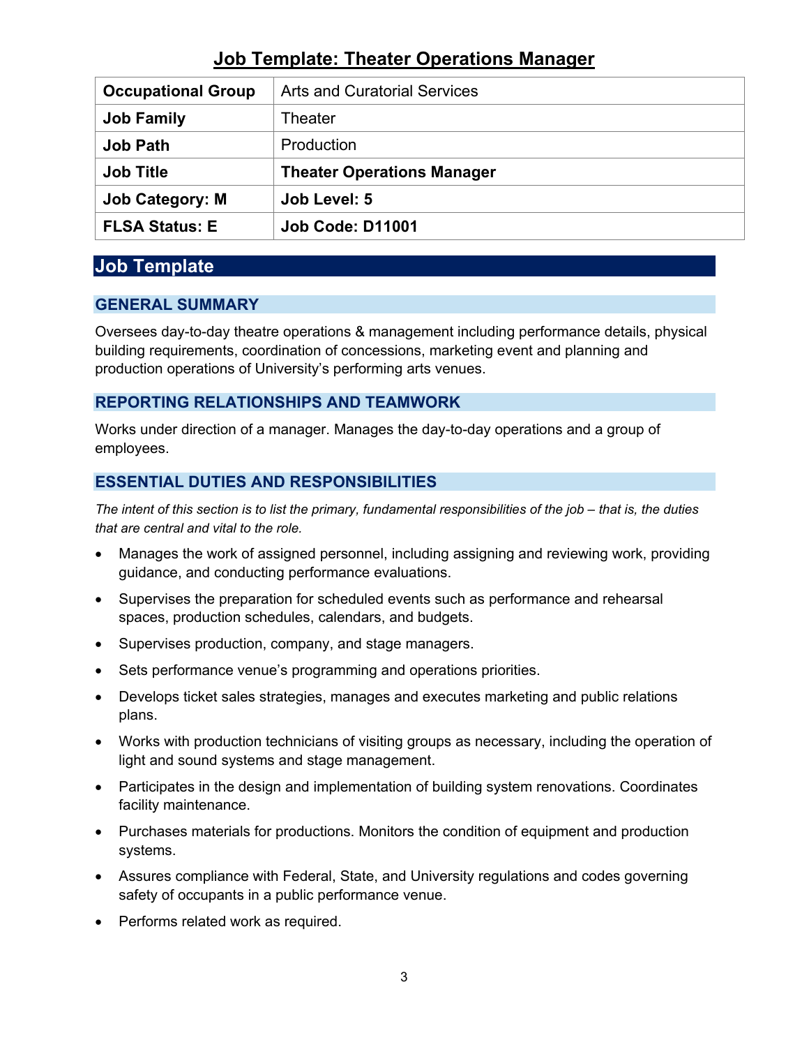# Job Template: Theater Operations Manager

| Occupational Group | Arts and Curatorial Services |
|---|---|
| Job Family | Theater |
| Job Path | Production |
| Job Title | **Theater Operations Manager** |
| **Job Category: M** | **Job Level: 5** |
| **FLSA Status: E** | **Job Code: D11001** |

## Job Template

### GENERAL SUMMARY

Oversees day-to-day theatre operations & management including performance details, physical building requirements, coordination of concessions, marketing event and planning and production operations of University's performing arts venues.

### REPORTING RELATIONSHIPS AND TEAMWORK

Works under direction of a manager. Manages the day-to-day operations and a group of employees.

### ESSENTIAL DUTIES AND RESPONSIBILITIES

*The intent of this section is to list the primary, fundamental responsibilities of the job – that is, the duties that are central and vital to the role.*

- Manages the work of assigned personnel, including assigning and reviewing work, providing guidance, and conducting performance evaluations.
- Supervises the preparation for scheduled events such as performance and rehearsal spaces, production schedules, calendars, and budgets.
- Supervises production, company, and stage managers.
- Sets performance venue's programming and operations priorities.
- Develops ticket sales strategies, manages and executes marketing and public relations plans.
- Works with production technicians of visiting groups as necessary, including the operation of light and sound systems and stage management.
- Participates in the design and implementation of building system renovations. Coordinates facility maintenance.
- Purchases materials for productions. Monitors the condition of equipment and production systems.
- Assures compliance with Federal, State, and University regulations and codes governing safety of occupants in a public performance venue.
- Performs related work as required.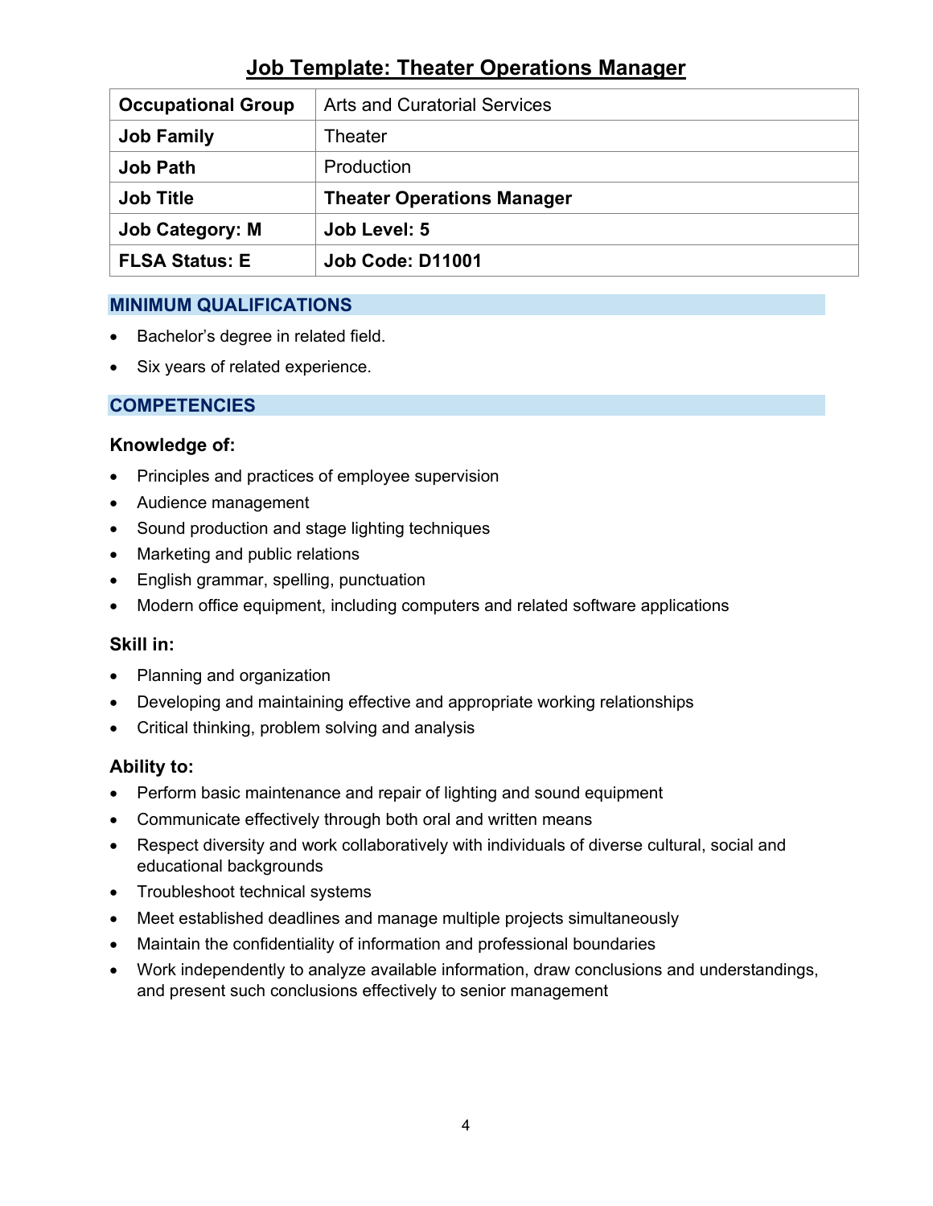# Job Template: Theater Operations Manager

| **Occupational Group** | Arts and Curatorial Services |
|---|---|
| **Job Family** | Theater |
| **Job Path** | Production |
| **Job Title** | **Theater Operations Manager** |
| **Job Category: M** | **Job Level: 5** |
| **FLSA Status: E** | **Job Code: D11001** |

## MINIMUM QUALIFICATIONS

- Bachelor's degree in related field.
- Six years of related experience.

## COMPETENCIES

### Knowledge of:

- Principles and practices of employee supervision
- Audience management
- Sound production and stage lighting techniques
- Marketing and public relations
- English grammar, spelling, punctuation
- Modern office equipment, including computers and related software applications

### Skill in:

- Planning and organization
- Developing and maintaining effective and appropriate working relationships
- Critical thinking, problem solving and analysis

### Ability to:

- Perform basic maintenance and repair of lighting and sound equipment
- Communicate effectively through both oral and written means
- Respect diversity and work collaboratively with individuals of diverse cultural, social and educational backgrounds
- Troubleshoot technical systems
- Meet established deadlines and manage multiple projects simultaneously
- Maintain the confidentiality of information and professional boundaries
- Work independently to analyze available information, draw conclusions and understandings, and present such conclusions effectively to senior management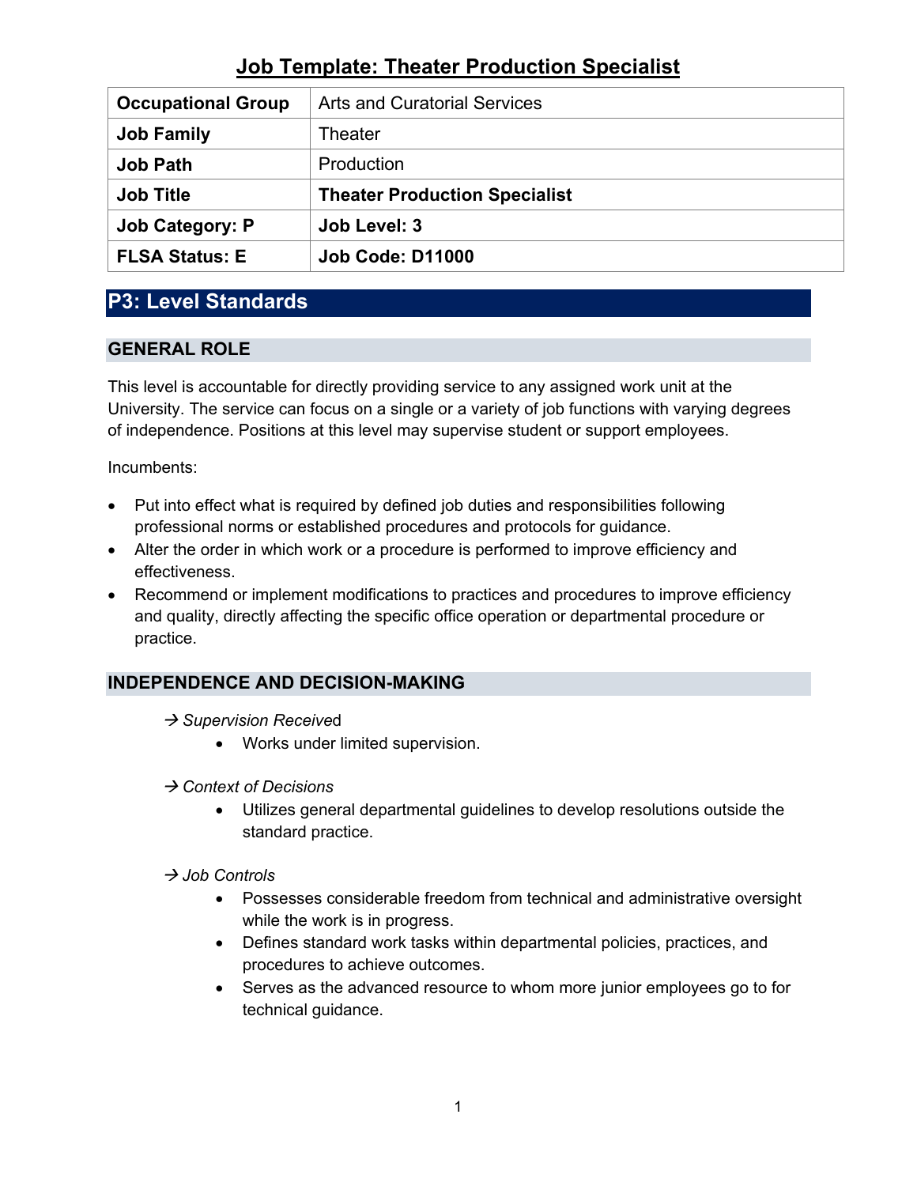# Job Template: Theater Production Specialist

| Occupational Group | Arts and Curatorial Services |
|---|---|
| Job Family | Theater |
| Job Path | Production |
| Job Title | **Theater Production Specialist** |
| **Job Category: P** | **Job Level: 3** |
| **FLSA Status: E** | **Job Code: D11000** |

## P3: Level Standards

### GENERAL ROLE

This level is accountable for directly providing service to any assigned work unit at the University. The service can focus on a single or a variety of job functions with varying degrees of independence. Positions at this level may supervise student or support employees.

Incumbents:

- Put into effect what is required by defined job duties and responsibilities following professional norms or established procedures and protocols for guidance.
- Alter the order in which work or a procedure is performed to improve efficiency and effectiveness.
- Recommend or implement modifications to practices and procedures to improve efficiency and quality, directly affecting the specific office operation or departmental procedure or practice.

### INDEPENDENCE AND DECISION-MAKING

→ *Supervision Received*

- Works under limited supervision.

→ *Context of Decisions*

- Utilizes general departmental guidelines to develop resolutions outside the standard practice.

→ *Job Controls*

- Possesses considerable freedom from technical and administrative oversight while the work is in progress.
- Defines standard work tasks within departmental policies, practices, and procedures to achieve outcomes.
- Serves as the advanced resource to whom more junior employees go to for technical guidance.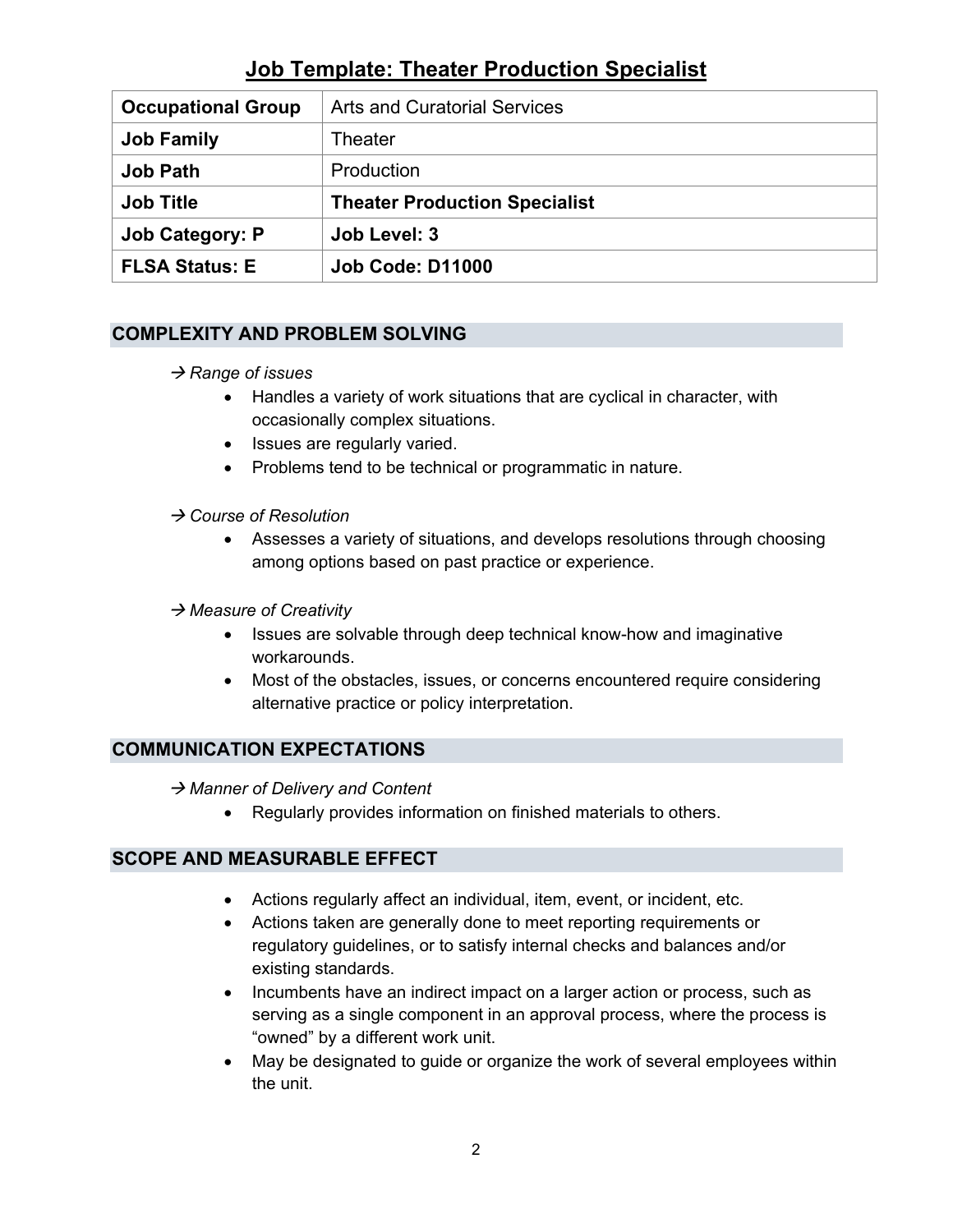# Job Template: Theater Production Specialist

| Occupational Group | Arts and Curatorial Services |
|---|---|
| **Job Family** | Theater |
| **Job Path** | Production |
| **Job Title** | **Theater Production Specialist** |
| **Job Category: P** | **Job Level: 3** |
| **FLSA Status: E** | **Job Code: D11000** |

## COMPLEXITY AND PROBLEM SOLVING

→ *Range of issues*

- Handles a variety of work situations that are cyclical in character, with occasionally complex situations.
- Issues are regularly varied.
- Problems tend to be technical or programmatic in nature.

→ *Course of Resolution*

- Assesses a variety of situations, and develops resolutions through choosing among options based on past practice or experience.

→ *Measure of Creativity*

- Issues are solvable through deep technical know-how and imaginative workarounds.
- Most of the obstacles, issues, or concerns encountered require considering alternative practice or policy interpretation.

## COMMUNICATION EXPECTATIONS

→ *Manner of Delivery and Content*

- Regularly provides information on finished materials to others.

## SCOPE AND MEASURABLE EFFECT

- Actions regularly affect an individual, item, event, or incident, etc.
- Actions taken are generally done to meet reporting requirements or regulatory guidelines, or to satisfy internal checks and balances and/or existing standards.
- Incumbents have an indirect impact on a larger action or process, such as serving as a single component in an approval process, where the process is "owned" by a different work unit.
- May be designated to guide or organize the work of several employees within the unit.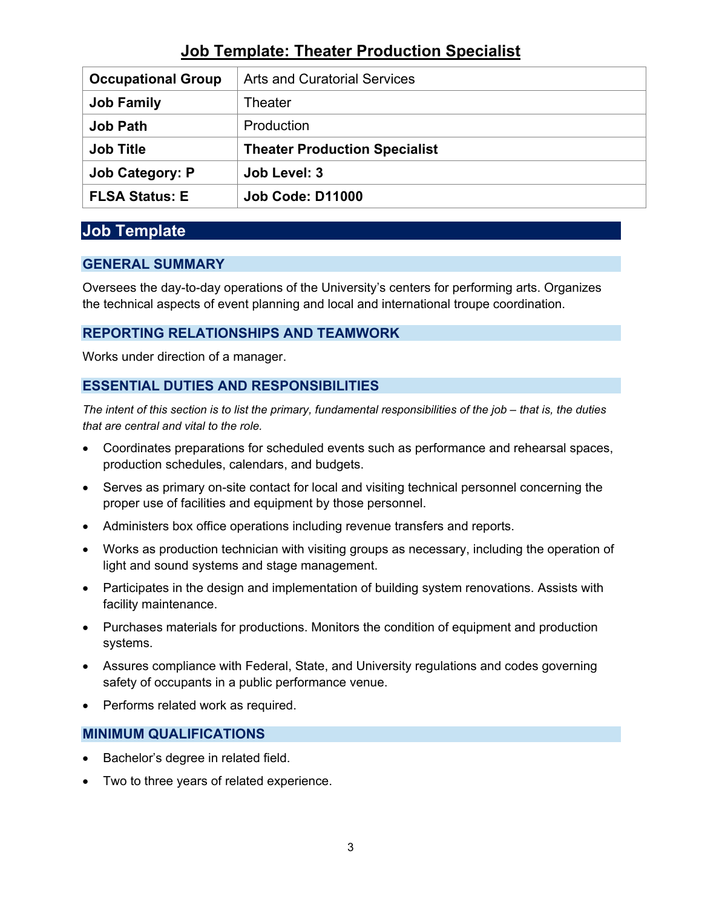# Job Template: Theater Production Specialist

| Occupational Group | Arts and Curatorial Services |
|---|---|
| **Job Family** | Theater |
| **Job Path** | Production |
| **Job Title** | **Theater Production Specialist** |
| **Job Category: P** | **Job Level: 3** |
| **FLSA Status: E** | **Job Code: D11000** |

## Job Template

### GENERAL SUMMARY

Oversees the day-to-day operations of the University's centers for performing arts. Organizes the technical aspects of event planning and local and international troupe coordination.

### REPORTING RELATIONSHIPS AND TEAMWORK

Works under direction of a manager.

### ESSENTIAL DUTIES AND RESPONSIBILITIES

*The intent of this section is to list the primary, fundamental responsibilities of the job – that is, the duties that are central and vital to the role.*

- Coordinates preparations for scheduled events such as performance and rehearsal spaces, production schedules, calendars, and budgets.
- Serves as primary on-site contact for local and visiting technical personnel concerning the proper use of facilities and equipment by those personnel.
- Administers box office operations including revenue transfers and reports.
- Works as production technician with visiting groups as necessary, including the operation of light and sound systems and stage management.
- Participates in the design and implementation of building system renovations. Assists with facility maintenance.
- Purchases materials for productions. Monitors the condition of equipment and production systems.
- Assures compliance with Federal, State, and University regulations and codes governing safety of occupants in a public performance venue.
- Performs related work as required.

### MINIMUM QUALIFICATIONS

- Bachelor's degree in related field.
- Two to three years of related experience.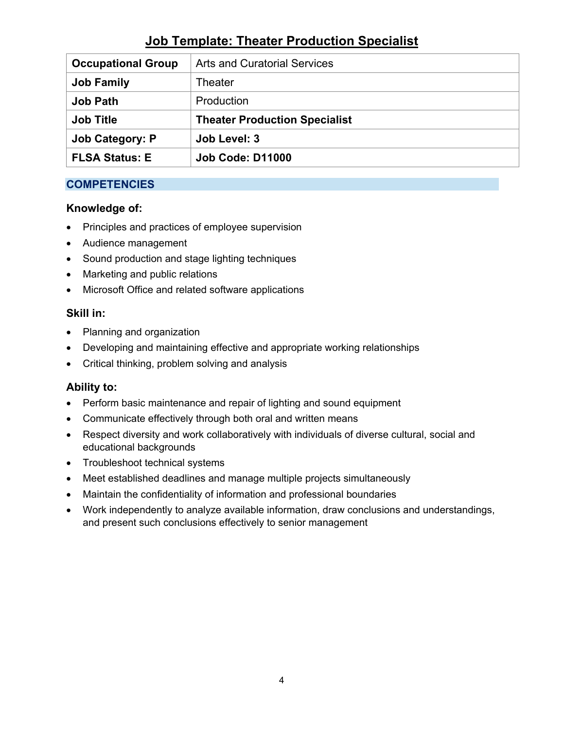# Job Template: Theater Production Specialist

| | |
|---|---|
| **Occupational Group** | Arts and Curatorial Services |
| **Job Family** | Theater |
| **Job Path** | Production |
| **Job Title** | **Theater Production Specialist** |
| **Job Category: P** | **Job Level: 3** |
| **FLSA Status: E** | **Job Code: D11000** |

## COMPETENCIES

### Knowledge of:

- Principles and practices of employee supervision
- Audience management
- Sound production and stage lighting techniques
- Marketing and public relations
- Microsoft Office and related software applications

### Skill in:

- Planning and organization
- Developing and maintaining effective and appropriate working relationships
- Critical thinking, problem solving and analysis

### Ability to:

- Perform basic maintenance and repair of lighting and sound equipment
- Communicate effectively through both oral and written means
- Respect diversity and work collaboratively with individuals of diverse cultural, social and educational backgrounds
- Troubleshoot technical systems
- Meet established deadlines and manage multiple projects simultaneously
- Maintain the confidentiality of information and professional boundaries
- Work independently to analyze available information, draw conclusions and understandings, and present such conclusions effectively to senior management